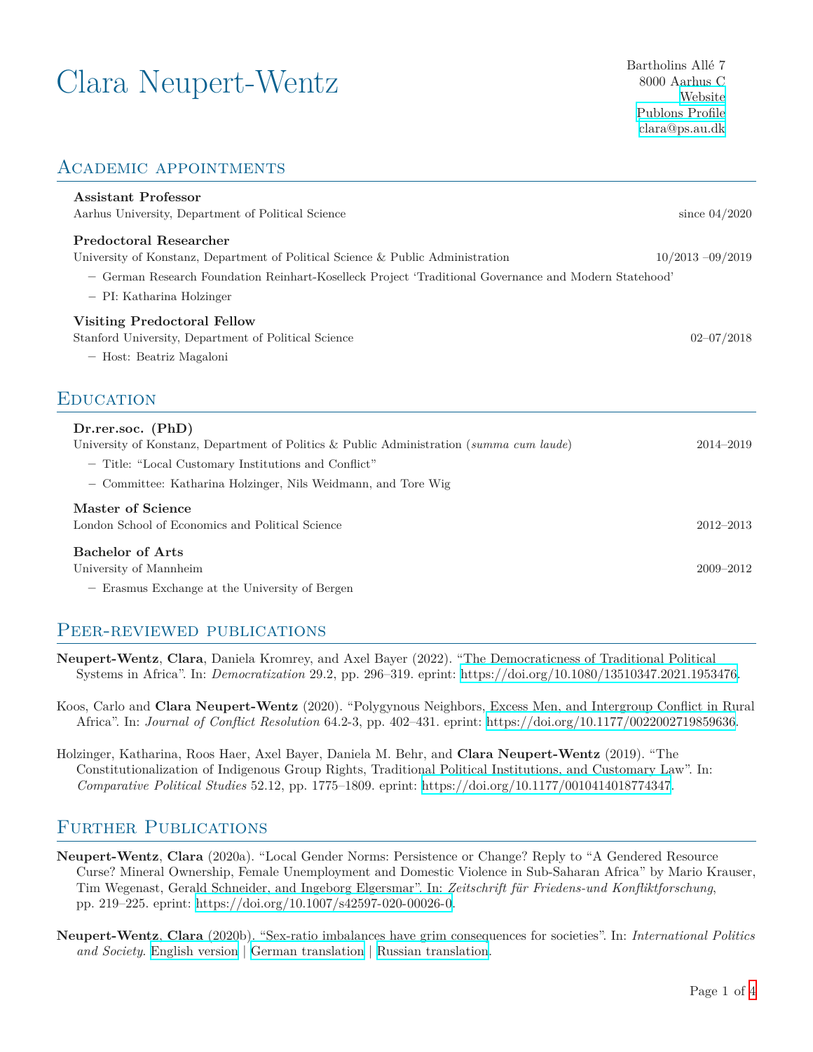# Clara Neupert-Wentz

Bartholins Allé 7
8000 Aarhus C
Website
Publons Profile
clara@ps.au.dk

## Academic appointments

**Assistant Professor**
Aarhus University, Department of Political Science — since 04/2020

**Predoctoral Researcher**
University of Konstanz, Department of Political Science & Public Administration — 10/2013 –09/2019

- German Research Foundation Reinhart-Koselleck Project 'Traditional Governance and Modern Statehood'
- PI: Katharina Holzinger

**Visiting Predoctoral Fellow**
Stanford University, Department of Political Science — 02–07/2018

- Host: Beatriz Magaloni

## Education

**Dr.rer.soc. (PhD)**
University of Konstanz, Department of Politics & Public Administration (*summa cum laude*) — 2014–2019

- Title: "Local Customary Institutions and Conflict"
- Committee: Katharina Holzinger, Nils Weidmann, and Tore Wig

**Master of Science**
London School of Economics and Political Science — 2012–2013

**Bachelor of Arts**
University of Mannheim — 2009–2012

- Erasmus Exchange at the University of Bergen

## Peer-reviewed publications

**Neupert-Wentz**, **Clara**, Daniela Kromrey, and Axel Bayer (2022). "The Democraticness of Traditional Political Systems in Africa". In: *Democratization* 29.2, pp. 296–319. eprint: https://doi.org/10.1080/13510347.2021.1953476.

Koos, Carlo and **Clara Neupert-Wentz** (2020). "Polygynous Neighbors, Excess Men, and Intergroup Conflict in Rural Africa". In: *Journal of Conflict Resolution* 64.2-3, pp. 402–431. eprint: https://doi.org/10.1177/0022002719859636.

Holzinger, Katharina, Roos Haer, Axel Bayer, Daniela M. Behr, and **Clara Neupert-Wentz** (2019). "The Constitutionalization of Indigenous Group Rights, Traditional Political Institutions, and Customary Law". In: *Comparative Political Studies* 52.12, pp. 1775–1809. eprint: https://doi.org/10.1177/0010414018774347.

## Further Publications

**Neupert-Wentz**, **Clara** (2020a). "Local Gender Norms: Persistence or Change? Reply to "A Gendered Resource Curse? Mineral Ownership, Female Unemployment and Domestic Violence in Sub-Saharan Africa" by Mario Krauser, Tim Wegenast, Gerald Schneider, and Ingeborg Elgersmar". In: *Zeitschrift für Friedens-und Konfliktforschung*, pp. 219–225. eprint: https://doi.org/10.1007/s42597-020-00026-0.

**Neupert-Wentz**, **Clara** (2020b). "Sex-ratio imbalances have grim consequences for societies". In: *International Politics and Society*. English version | German translation | Russian translation.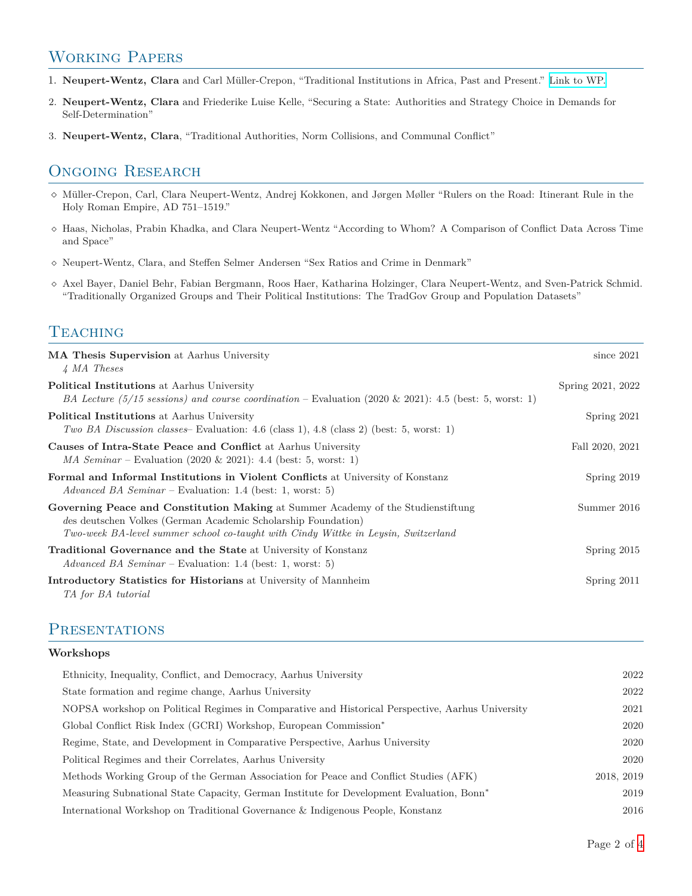## Working Papers

1. **Neupert-Wentz, Clara** and Carl Müller-Crepon, "Traditional Institutions in Africa, Past and Present." Link to WP.
2. **Neupert-Wentz, Clara** and Friederike Luise Kelle, "Securing a State: Authorities and Strategy Choice in Demands for Self-Determination"
3. **Neupert-Wentz, Clara**, "Traditional Authorities, Norm Collisions, and Communal Conflict"

## Ongoing Research

- Müller-Crepon, Carl, Clara Neupert-Wentz, Andrej Kokkonen, and Jørgen Møller "Rulers on the Road: Itinerant Rule in the Holy Roman Empire, AD 751–1519."
- Haas, Nicholas, Prabin Khadka, and Clara Neupert-Wentz "According to Whom? A Comparison of Conflict Data Across Time and Space"
- Neupert-Wentz, Clara, and Steffen Selmer Andersen "Sex Ratios and Crime in Denmark"
- Axel Bayer, Daniel Behr, Fabian Bergmann, Roos Haer, Katharina Holzinger, Clara Neupert-Wentz, and Sven-Patrick Schmid. "Traditionally Organized Groups and Their Political Institutions: The TradGov Group and Population Datasets"

## Teaching

**MA Thesis Supervision** at Aarhus University — since 2021
*4 MA Theses*

**Political Institutions** at Aarhus University — Spring 2021, 2022
*BA Lecture (5/15 sessions) and course coordination* – Evaluation (2020 & 2021): 4.5 (best: 5, worst: 1)

**Political Institutions** at Aarhus University — Spring 2021
*Two BA Discussion classes*– Evaluation: 4.6 (class 1), 4.8 (class 2) (best: 5, worst: 1)

**Causes of Intra-State Peace and Conflict** at Aarhus University — Fall 2020, 2021
*MA Seminar* – Evaluation (2020 & 2021): 4.4 (best: 5, worst: 1)

**Formal and Informal Institutions in Violent Conflicts** at University of Konstanz — Spring 2019
*Advanced BA Seminar* – Evaluation: 1.4 (best: 1, worst: 5)

**Governing Peace and Constitution Making** at Summer Academy of the Studienstiftung des deutschen Volkes (German Academic Scholarship Foundation) — Summer 2016
*Two-week BA-level summer school co-taught with Cindy Wittke in Leysin, Switzerland*

**Traditional Governance and the State** at University of Konstanz — Spring 2015
*Advanced BA Seminar* – Evaluation: 1.4 (best: 1, worst: 5)

**Introductory Statistics for Historians** at University of Mannheim — Spring 2011
*TA for BA tutorial*

## Presentations

### Workshops

| Workshop | Year |
|---|---|
| Ethnicity, Inequality, Conflict, and Democracy, Aarhus University | 2022 |
| State formation and regime change, Aarhus University | 2022 |
| NOPSA workshop on Political Regimes in Comparative and Historical Perspective, Aarhus University | 2021 |
| Global Conflict Risk Index (GCRI) Workshop, European Commission* | 2020 |
| Regime, State, and Development in Comparative Perspective, Aarhus University | 2020 |
| Political Regimes and their Correlates, Aarhus University | 2020 |
| Methods Working Group of the German Association for Peace and Conflict Studies (AFK) | 2018, 2019 |
| Measuring Subnational State Capacity, German Institute for Development Evaluation, Bonn* | 2019 |
| International Workshop on Traditional Governance & Indigenous People, Konstanz | 2016 |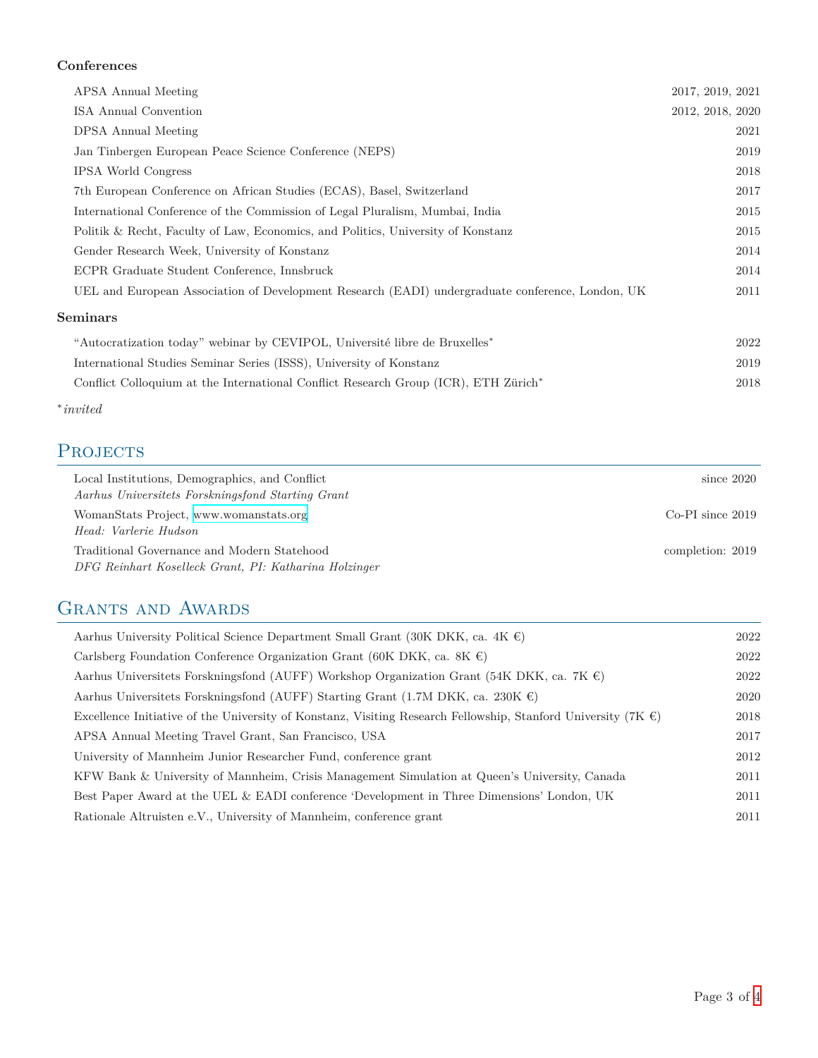### Conferences

| | |
|---|---|
| APSA Annual Meeting | 2017, 2019, 2021 |
| ISA Annual Convention | 2012, 2018, 2020 |
| DPSA Annual Meeting | 2021 |
| Jan Tinbergen European Peace Science Conference (NEPS) | 2019 |
| IPSA World Congress | 2018 |
| 7th European Conference on African Studies (ECAS), Basel, Switzerland | 2017 |
| International Conference of the Commission of Legal Pluralism, Mumbai, India | 2015 |
| Politik & Recht, Faculty of Law, Economics, and Politics, University of Konstanz | 2015 |
| Gender Research Week, University of Konstanz | 2014 |
| ECPR Graduate Student Conference, Innsbruck | 2014 |
| UEL and European Association of Development Research (EADI) undergraduate conference, London, UK | 2011 |

### Seminars

| | |
|---|---|
| "Autocratization today" webinar by CEVIPOL, Université libre de Bruxelles* | 2022 |
| International Studies Seminar Series (ISSS), University of Konstanz | 2019 |
| Conflict Colloquium at the International Conflict Research Group (ICR), ETH Zürich* | 2018 |

**invited*

## Projects

| | |
|---|---|
| Local Institutions, Demographics, and Conflict<br>*Aarhus Universitets Forskningsfond Starting Grant* | since 2020 |
| WomanStats Project, www.womanstats.org<br>*Head: Varlerie Hudson* | Co-PI since 2019 |
| Traditional Governance and Modern Statehood<br>*DFG Reinhart Koselleck Grant, PI: Katharina Holzinger* | completion: 2019 |

## Grants and Awards

| | |
|---|---|
| Aarhus University Political Science Department Small Grant (30K DKK, ca. 4K €) | 2022 |
| Carlsberg Foundation Conference Organization Grant (60K DKK, ca. 8K €) | 2022 |
| Aarhus Universitets Forskningsfond (AUFF) Workshop Organization Grant (54K DKK, ca. 7K €) | 2022 |
| Aarhus Universitets Forskningsfond (AUFF) Starting Grant (1.7M DKK, ca. 230K €) | 2020 |
| Excellence Initiative of the University of Konstanz, Visiting Research Fellowship, Stanford University (7K €) | 2018 |
| APSA Annual Meeting Travel Grant, San Francisco, USA | 2017 |
| University of Mannheim Junior Researcher Fund, conference grant | 2012 |
| KFW Bank & University of Mannheim, Crisis Management Simulation at Queen's University, Canada | 2011 |
| Best Paper Award at the UEL & EADI conference 'Development in Three Dimensions' London, UK | 2011 |
| Rationale Altruisten e.V., University of Mannheim, conference grant | 2011 |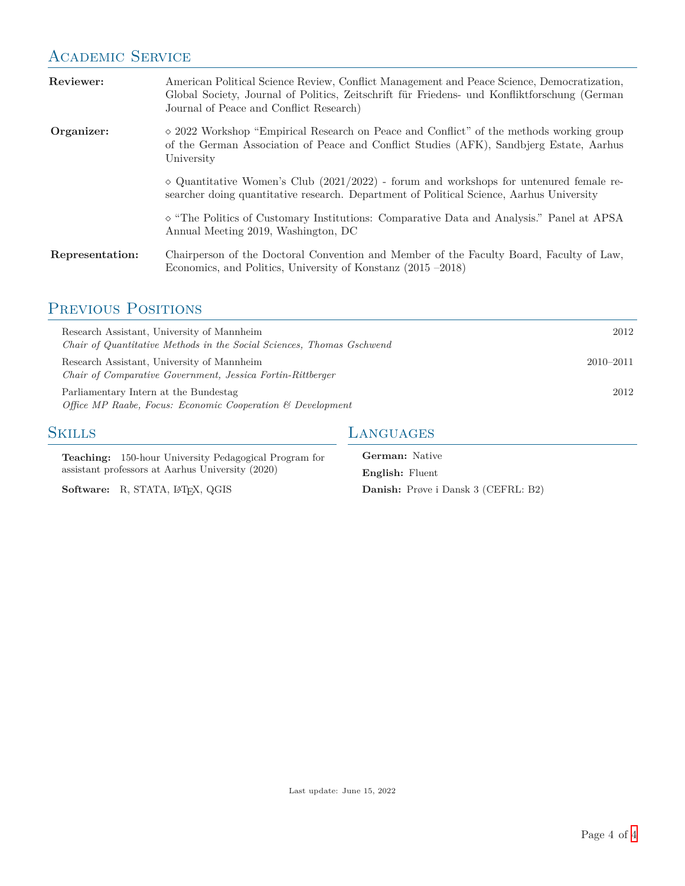## Academic Service

**Reviewer:** American Political Science Review, Conflict Management and Peace Science, Democratization, Global Society, Journal of Politics, Zeitschrift für Friedens- und Konfliktforschung (German Journal of Peace and Conflict Research)

**Organizer:**

- ◇ 2022 Workshop "Empirical Research on Peace and Conflict" of the methods working group of the German Association of Peace and Conflict Studies (AFK), Sandbjerg Estate, Aarhus University
- ◇ Quantitative Women's Club (2021/2022) - forum and workshops for untenured female researcher doing quantitative research. Department of Political Science, Aarhus University
- ◇ "The Politics of Customary Institutions: Comparative Data and Analysis." Panel at APSA Annual Meeting 2019, Washington, DC

**Representation:** Chairperson of the Doctoral Convention and Member of the Faculty Board, Faculty of Law, Economics, and Politics, University of Konstanz (2015 –2018)

## Previous Positions

Research Assistant, University of Mannheim — 2012
*Chair of Quantitative Methods in the Social Sciences, Thomas Gschwend*

Research Assistant, University of Mannheim — 2010–2011
*Chair of Comparative Government, Jessica Fortin-Rittberger*

Parliamentary Intern at the Bundestag — 2012
*Office MP Raabe, Focus: Economic Cooperation & Development*

## Skills

**Teaching:** 150-hour University Pedagogical Program for assistant professors at Aarhus University (2020)

**Software:** R, STATA, LaTeX, QGIS

## Languages

**German:** Native

**English:** Fluent

**Danish:** Prøve i Dansk 3 (CEFRL: B2)

Last update: June 15, 2022